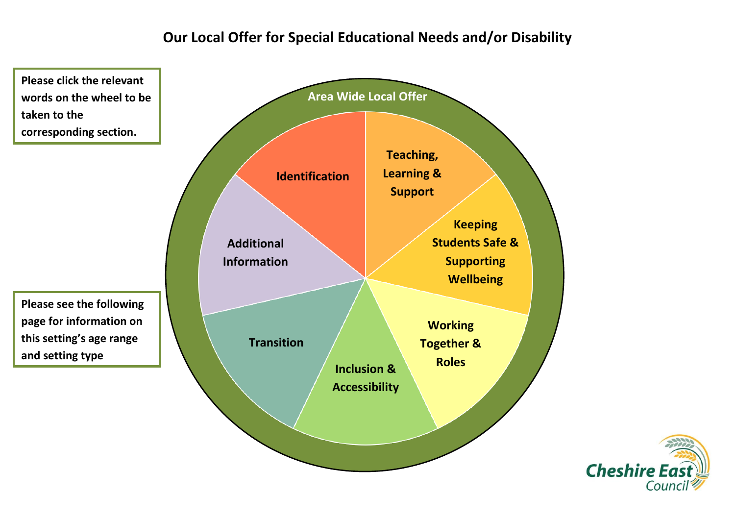# Our Local Offer for Special Educational Needs and/or Disability

Please click the relevant words on the wheel to be taken to the corresponding section.

Please see the following page for information on this setting's age range and setting type

Area Wide Local Offer

- Identification
- Teaching, Learning & Support
- Keeping Students Safe & Supporting Wellbeing
- Working Together & Roles
- Inclusion & Accessibility
- Transition
- Additional Information

Cheshire East Council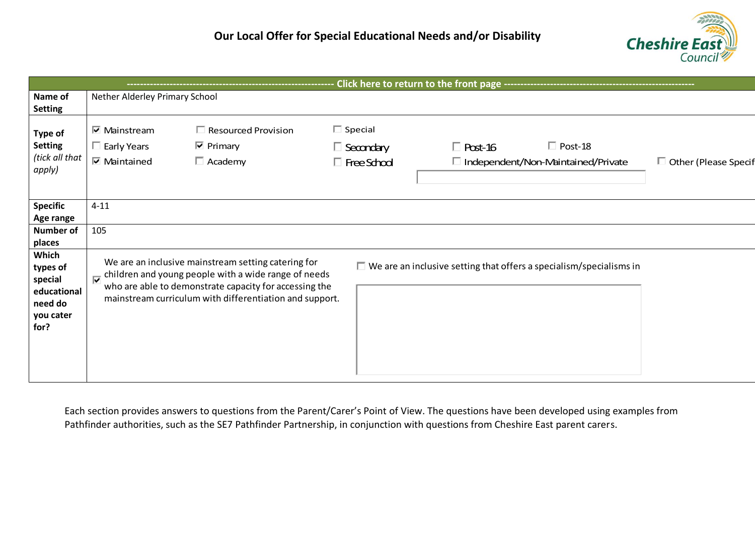# Our Local Offer for Special Educational Needs and/or Disability

Cheshire East Council

| ------------------------------------------------------------ Click here to return to the front page ------------------------------------------------------------ | |
|---|---|
| **Name of Setting** | Nether Alderley Primary School |
| **Type of Setting** *(tick all that apply)* | ☑ Mainstream ☐ Resourced Provision ☐ Special<br>☐ Early Years ☑ Primary ☐ Secondary ☐ Post-16 ☐ Post-18<br>☑ Maintained ☐ Academy ☐ Free School ☐ Independent/Non-Maintained/Private ☐ Other (Please Specif |
| **Specific Age range** | 4-11 |
| **Number of places** | 105 |
| **Which types of special educational need do you cater for?** | ☑ We are an inclusive mainstream setting catering for children and young people with a wide range of needs who are able to demonstrate capacity for accessing the mainstream curriculum with differentiation and support.<br>☐ We are an inclusive setting that offers a specialism/specialisms in |

Each section provides answers to questions from the Parent/Carer's Point of View. The questions have been developed using examples from Pathfinder authorities, such as the SE7 Pathfinder Partnership, in conjunction with questions from Cheshire East parent carers.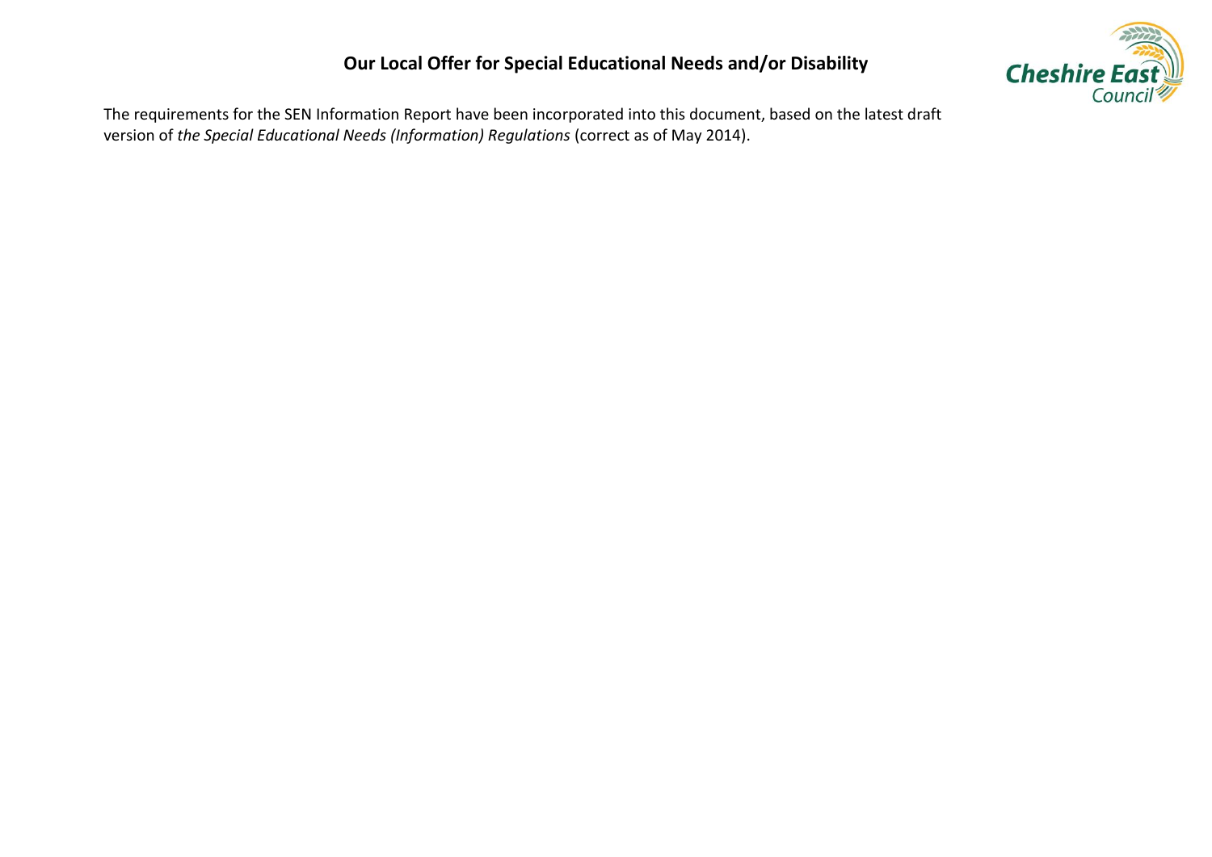## Our Local Offer for Special Educational Needs and/or Disability

The requirements for the SEN Information Report have been incorporated into this document, based on the latest draft version of *the Special Educational Needs (Information) Regulations* (correct as of May 2014).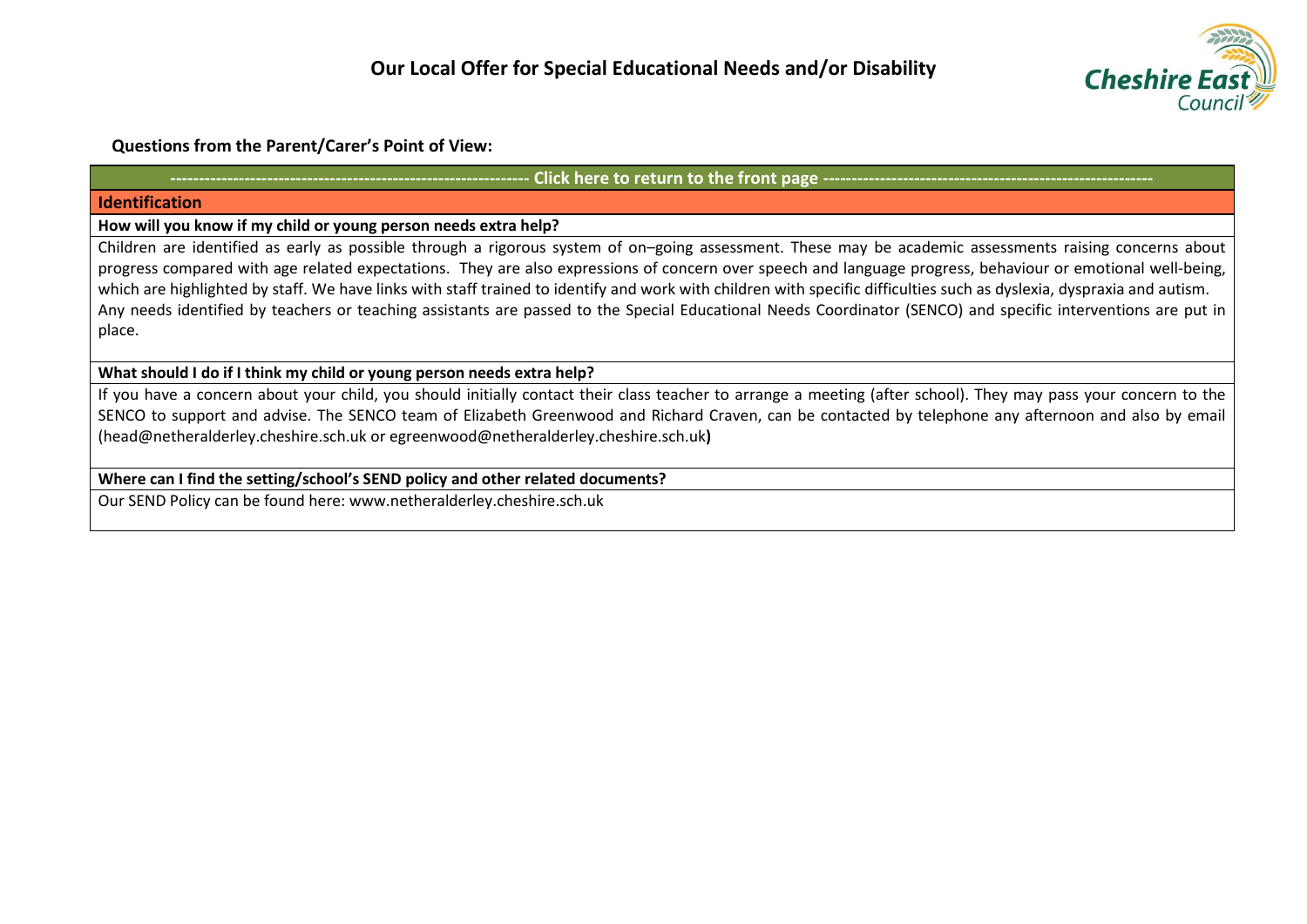# Our Local Offer for Special Educational Needs and/or Disability

**Questions from the Parent/Carer's Point of View:**

---------------------------------------------------------------- Click here to return to the front page ----------------------------------------------------------

## Identification

**How will you know if my child or young person needs extra help?**

Children are identified as early as possible through a rigorous system of on–going assessment. These may be academic assessments raising concerns about progress compared with age related expectations. They are also expressions of concern over speech and language progress, behaviour or emotional well-being, which are highlighted by staff. We have links with staff trained to identify and work with children with specific difficulties such as dyslexia, dyspraxia and autism.
Any needs identified by teachers or teaching assistants are passed to the Special Educational Needs Coordinator (SENCO) and specific interventions are put in place.

**What should I do if I think my child or young person needs extra help?**

If you have a concern about your child, you should initially contact their class teacher to arrange a meeting (after school). They may pass your concern to the SENCO to support and advise. The SENCO team of Elizabeth Greenwood and Richard Craven, can be contacted by telephone any afternoon and also by email (head@netheralderley.cheshire.sch.uk or egreenwood@netheralderley.cheshire.sch.uk**)**

**Where can I find the setting/school's SEND policy and other related documents?**

Our SEND Policy can be found here: www.netheralderley.cheshire.sch.uk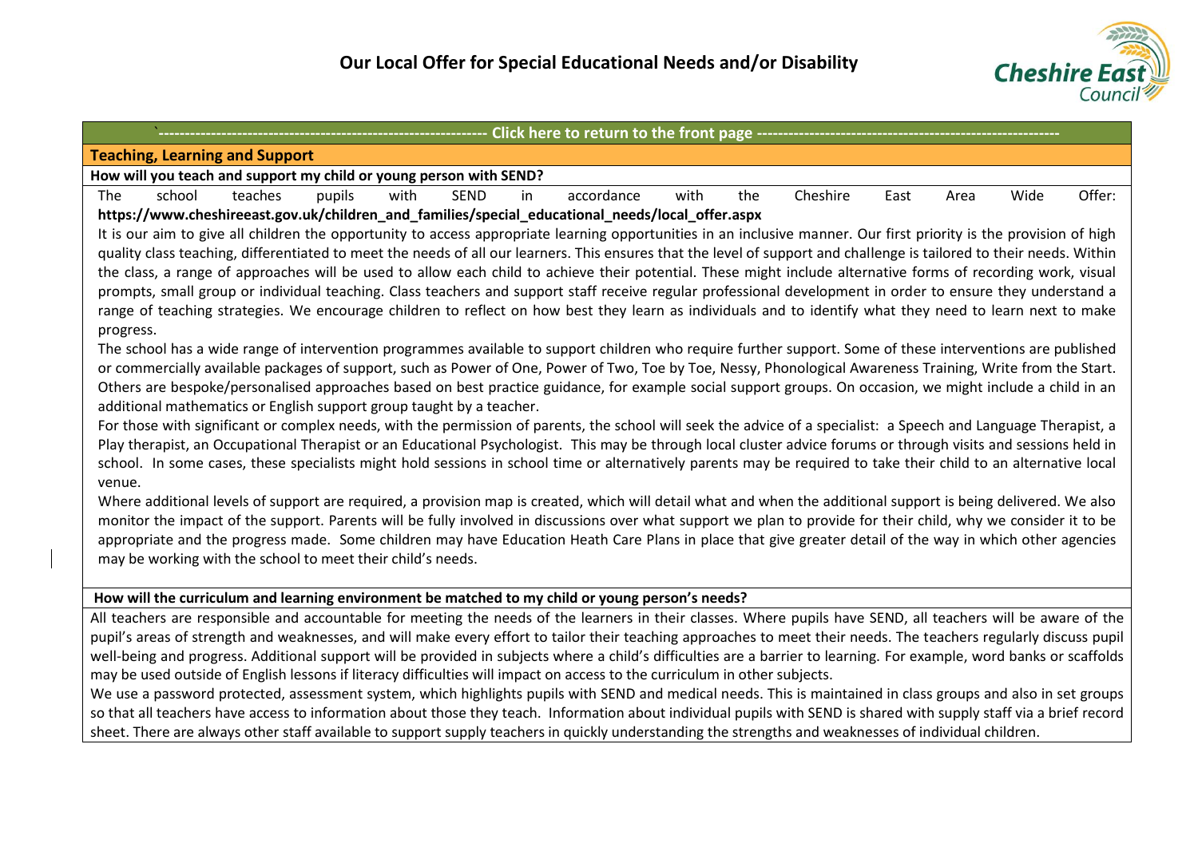# Our Local Offer for Special Educational Needs and/or Disability

`------------------------------------------------------------- Click here to return to the front page -------------------------------------------------------

## Teaching, Learning and Support

**How will you teach and support my child or young person with SEND?**

The school teaches pupils with SEND in accordance with the Cheshire East Area Wide Offer: **https://www.cheshireeast.gov.uk/children_and_families/special_educational_needs/local_offer.aspx**

It is our aim to give all children the opportunity to access appropriate learning opportunities in an inclusive manner. Our first priority is the provision of high quality class teaching, differentiated to meet the needs of all our learners. This ensures that the level of support and challenge is tailored to their needs. Within the class, a range of approaches will be used to allow each child to achieve their potential. These might include alternative forms of recording work, visual prompts, small group or individual teaching. Class teachers and support staff receive regular professional development in order to ensure they understand a range of teaching strategies. We encourage children to reflect on how best they learn as individuals and to identify what they need to learn next to make progress.

The school has a wide range of intervention programmes available to support children who require further support. Some of these interventions are published or commercially available packages of support, such as Power of One, Power of Two, Toe by Toe, Nessy, Phonological Awareness Training, Write from the Start. Others are bespoke/personalised approaches based on best practice guidance, for example social support groups. On occasion, we might include a child in an additional mathematics or English support group taught by a teacher.

For those with significant or complex needs, with the permission of parents, the school will seek the advice of a specialist: a Speech and Language Therapist, a Play therapist, an Occupational Therapist or an Educational Psychologist. This may be through local cluster advice forums or through visits and sessions held in school. In some cases, these specialists might hold sessions in school time or alternatively parents may be required to take their child to an alternative local venue.

Where additional levels of support are required, a provision map is created, which will detail what and when the additional support is being delivered. We also monitor the impact of the support. Parents will be fully involved in discussions over what support we plan to provide for their child, why we consider it to be appropriate and the progress made. Some children may have Education Heath Care Plans in place that give greater detail of the way in which other agencies may be working with the school to meet their child's needs.

**How will the curriculum and learning environment be matched to my child or young person's needs?**

All teachers are responsible and accountable for meeting the needs of the learners in their classes. Where pupils have SEND, all teachers will be aware of the pupil's areas of strength and weaknesses, and will make every effort to tailor their teaching approaches to meet their needs. The teachers regularly discuss pupil well-being and progress. Additional support will be provided in subjects where a child's difficulties are a barrier to learning. For example, word banks or scaffolds may be used outside of English lessons if literacy difficulties will impact on access to the curriculum in other subjects.

We use a password protected, assessment system, which highlights pupils with SEND and medical needs. This is maintained in class groups and also in set groups so that all teachers have access to information about those they teach. Information about individual pupils with SEND is shared with supply staff via a brief record sheet. There are always other staff available to support supply teachers in quickly understanding the strengths and weaknesses of individual children.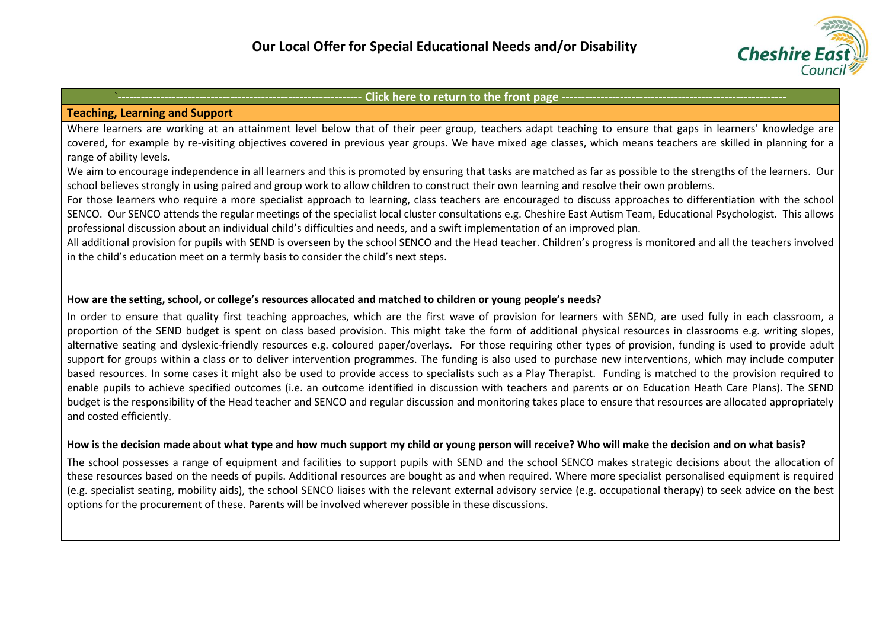# Our Local Offer for Special Educational Needs and/or Disability

`------------------------------------------------------------- Click here to return to the front page ---------------------------------------------------------

## Teaching, Learning and Support

Where learners are working at an attainment level below that of their peer group, teachers adapt teaching to ensure that gaps in learners' knowledge are covered, for example by re-visiting objectives covered in previous year groups. We have mixed age classes, which means teachers are skilled in planning for a range of ability levels.

We aim to encourage independence in all learners and this is promoted by ensuring that tasks are matched as far as possible to the strengths of the learners. Our school believes strongly in using paired and group work to allow children to construct their own learning and resolve their own problems.

For those learners who require a more specialist approach to learning, class teachers are encouraged to discuss approaches to differentiation with the school SENCO. Our SENCO attends the regular meetings of the specialist local cluster consultations e.g. Cheshire East Autism Team, Educational Psychologist. This allows professional discussion about an individual child's difficulties and needs, and a swift implementation of an improved plan.

All additional provision for pupils with SEND is overseen by the school SENCO and the Head teacher. Children's progress is monitored and all the teachers involved in the child's education meet on a termly basis to consider the child's next steps.

**How are the setting, school, or college's resources allocated and matched to children or young people's needs?**

In order to ensure that quality first teaching approaches, which are the first wave of provision for learners with SEND, are used fully in each classroom, a proportion of the SEND budget is spent on class based provision. This might take the form of additional physical resources in classrooms e.g. writing slopes, alternative seating and dyslexic-friendly resources e.g. coloured paper/overlays. For those requiring other types of provision, funding is used to provide adult support for groups within a class or to deliver intervention programmes. The funding is also used to purchase new interventions, which may include computer based resources. In some cases it might also be used to provide access to specialists such as a Play Therapist. Funding is matched to the provision required to enable pupils to achieve specified outcomes (i.e. an outcome identified in discussion with teachers and parents or on Education Heath Care Plans). The SEND budget is the responsibility of the Head teacher and SENCO and regular discussion and monitoring takes place to ensure that resources are allocated appropriately and costed efficiently.

**How is the decision made about what type and how much support my child or young person will receive? Who will make the decision and on what basis?**

The school possesses a range of equipment and facilities to support pupils with SEND and the school SENCO makes strategic decisions about the allocation of these resources based on the needs of pupils. Additional resources are bought as and when required. Where more specialist personalised equipment is required (e.g. specialist seating, mobility aids), the school SENCO liaises with the relevant external advisory service (e.g. occupational therapy) to seek advice on the best options for the procurement of these. Parents will be involved wherever possible in these discussions.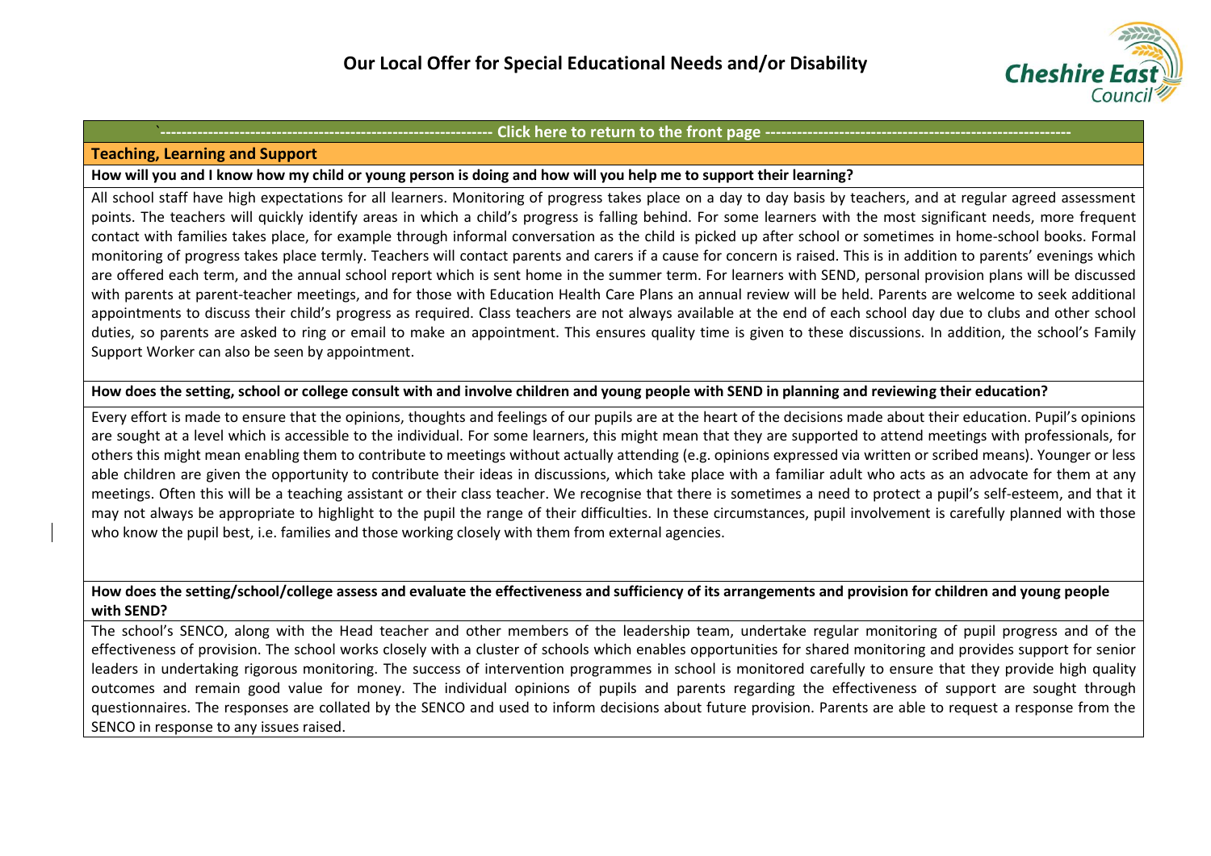# Our Local Offer for Special Educational Needs and/or Disability

------------------------------------------------------------- Click here to return to the front page -------------------------------------------------------------

## Teaching, Learning and Support

**How will you and I know how my child or young person is doing and how will you help me to support their learning?**

All school staff have high expectations for all learners. Monitoring of progress takes place on a day to day basis by teachers, and at regular agreed assessment points. The teachers will quickly identify areas in which a child's progress is falling behind. For some learners with the most significant needs, more frequent contact with families takes place, for example through informal conversation as the child is picked up after school or sometimes in home-school books. Formal monitoring of progress takes place termly. Teachers will contact parents and carers if a cause for concern is raised. This is in addition to parents' evenings which are offered each term, and the annual school report which is sent home in the summer term. For learners with SEND, personal provision plans will be discussed with parents at parent-teacher meetings, and for those with Education Health Care Plans an annual review will be held. Parents are welcome to seek additional appointments to discuss their child's progress as required. Class teachers are not always available at the end of each school day due to clubs and other school duties, so parents are asked to ring or email to make an appointment. This ensures quality time is given to these discussions. In addition, the school's Family Support Worker can also be seen by appointment.

**How does the setting, school or college consult with and involve children and young people with SEND in planning and reviewing their education?**

Every effort is made to ensure that the opinions, thoughts and feelings of our pupils are at the heart of the decisions made about their education. Pupil's opinions are sought at a level which is accessible to the individual. For some learners, this might mean that they are supported to attend meetings with professionals, for others this might mean enabling them to contribute to meetings without actually attending (e.g. opinions expressed via written or scribed means). Younger or less able children are given the opportunity to contribute their ideas in discussions, which take place with a familiar adult who acts as an advocate for them at any meetings. Often this will be a teaching assistant or their class teacher. We recognise that there is sometimes a need to protect a pupil's self-esteem, and that it may not always be appropriate to highlight to the pupil the range of their difficulties. In these circumstances, pupil involvement is carefully planned with those who know the pupil best, i.e. families and those working closely with them from external agencies.

**How does the setting/school/college assess and evaluate the effectiveness and sufficiency of its arrangements and provision for children and young people with SEND?**

The school's SENCO, along with the Head teacher and other members of the leadership team, undertake regular monitoring of pupil progress and of the effectiveness of provision. The school works closely with a cluster of schools which enables opportunities for shared monitoring and provides support for senior leaders in undertaking rigorous monitoring. The success of intervention programmes in school is monitored carefully to ensure that they provide high quality outcomes and remain good value for money. The individual opinions of pupils and parents regarding the effectiveness of support are sought through questionnaires. The responses are collated by the SENCO and used to inform decisions about future provision. Parents are able to request a response from the SENCO in response to any issues raised.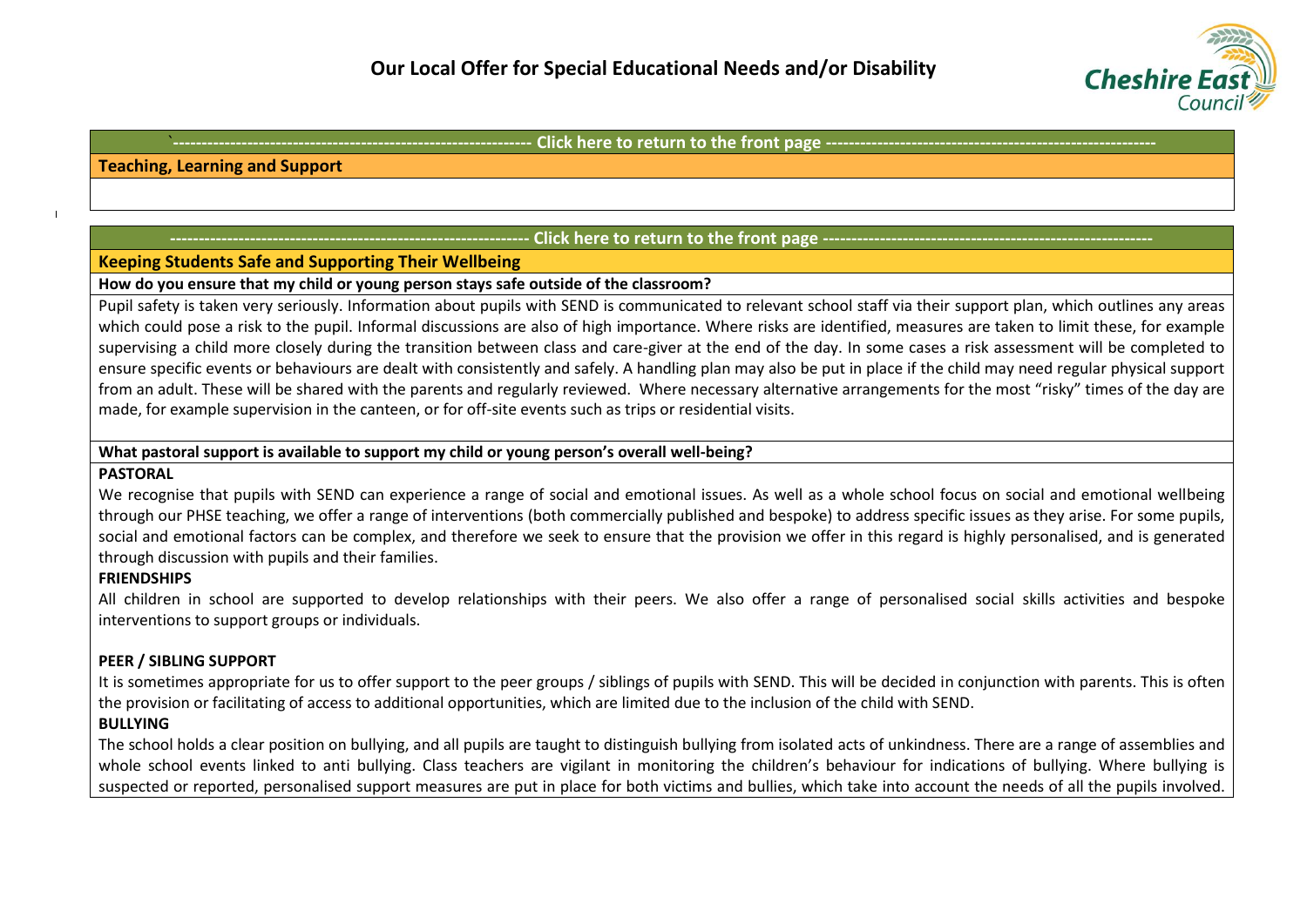# Our Local Offer for Special Educational Needs and/or Disability

------------------------------------------------------------ Click here to return to the front page ------------------------------------------------------------

## Teaching, Learning and Support

------------------------------------------------------------ Click here to return to the front page ------------------------------------------------------------

## Keeping Students Safe and Supporting Their Wellbeing

**How do you ensure that my child or young person stays safe outside of the classroom?**

Pupil safety is taken very seriously. Information about pupils with SEND is communicated to relevant school staff via their support plan, which outlines any areas which could pose a risk to the pupil. Informal discussions are also of high importance. Where risks are identified, measures are taken to limit these, for example supervising a child more closely during the transition between class and care-giver at the end of the day. In some cases a risk assessment will be completed to ensure specific events or behaviours are dealt with consistently and safely. A handling plan may also be put in place if the child may need regular physical support from an adult. These will be shared with the parents and regularly reviewed. Where necessary alternative arrangements for the most "risky" times of the day are made, for example supervision in the canteen, or for off-site events such as trips or residential visits.

**What pastoral support is available to support my child or young person's overall well-being?**

**PASTORAL**

We recognise that pupils with SEND can experience a range of social and emotional issues. As well as a whole school focus on social and emotional wellbeing through our PHSE teaching, we offer a range of interventions (both commercially published and bespoke) to address specific issues as they arise. For some pupils, social and emotional factors can be complex, and therefore we seek to ensure that the provision we offer in this regard is highly personalised, and is generated through discussion with pupils and their families.

**FRIENDSHIPS**

All children in school are supported to develop relationships with their peers. We also offer a range of personalised social skills activities and bespoke interventions to support groups or individuals.

**PEER / SIBLING SUPPORT**

It is sometimes appropriate for us to offer support to the peer groups / siblings of pupils with SEND. This will be decided in conjunction with parents. This is often the provision or facilitating of access to additional opportunities, which are limited due to the inclusion of the child with SEND.

**BULLYING**

The school holds a clear position on bullying, and all pupils are taught to distinguish bullying from isolated acts of unkindness. There are a range of assemblies and whole school events linked to anti bullying. Class teachers are vigilant in monitoring the children's behaviour for indications of bullying. Where bullying is suspected or reported, personalised support measures are put in place for both victims and bullies, which take into account the needs of all the pupils involved.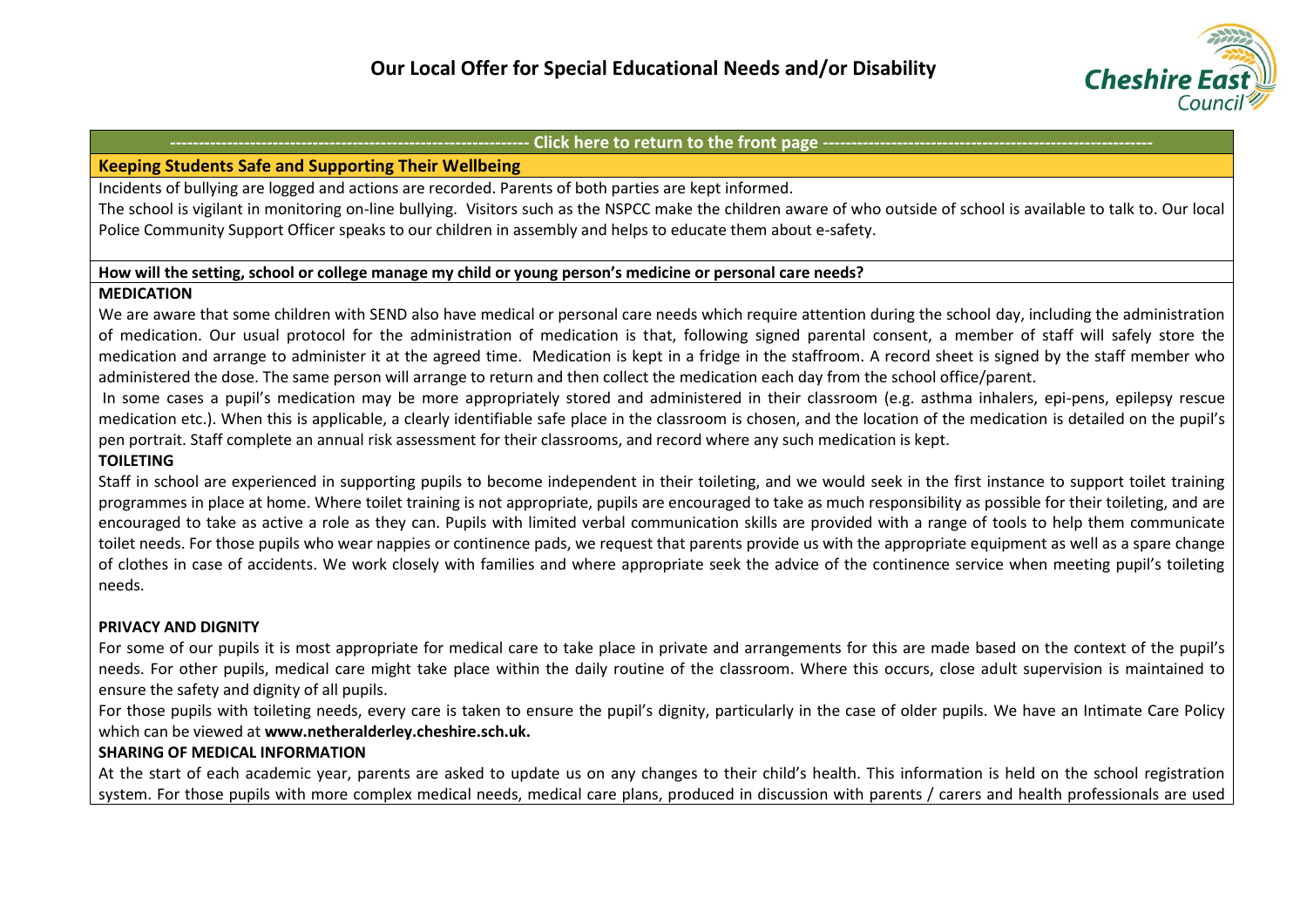# Our Local Offer for Special Educational Needs and/or Disability

---------------------------------------------------------------- Click here to return to the front page ----------------------------------------------------------

## Keeping Students Safe and Supporting Their Wellbeing

Incidents of bullying are logged and actions are recorded. Parents of both parties are kept informed.

The school is vigilant in monitoring on-line bullying. Visitors such as the NSPCC make the children aware of who outside of school is available to talk to. Our local Police Community Support Officer speaks to our children in assembly and helps to educate them about e-safety.

**How will the setting, school or college manage my child or young person's medicine or personal care needs?**

**MEDICATION**

We are aware that some children with SEND also have medical or personal care needs which require attention during the school day, including the administration of medication. Our usual protocol for the administration of medication is that, following signed parental consent, a member of staff will safely store the medication and arrange to administer it at the agreed time. Medication is kept in a fridge in the staffroom. A record sheet is signed by the staff member who administered the dose. The same person will arrange to return and then collect the medication each day from the school office/parent.

In some cases a pupil's medication may be more appropriately stored and administered in their classroom (e.g. asthma inhalers, epi-pens, epilepsy rescue medication etc.). When this is applicable, a clearly identifiable safe place in the classroom is chosen, and the location of the medication is detailed on the pupil's pen portrait. Staff complete an annual risk assessment for their classrooms, and record where any such medication is kept.

**TOILETING**

Staff in school are experienced in supporting pupils to become independent in their toileting, and we would seek in the first instance to support toilet training programmes in place at home. Where toilet training is not appropriate, pupils are encouraged to take as much responsibility as possible for their toileting, and are encouraged to take as active a role as they can. Pupils with limited verbal communication skills are provided with a range of tools to help them communicate toilet needs. For those pupils who wear nappies or continence pads, we request that parents provide us with the appropriate equipment as well as a spare change of clothes in case of accidents. We work closely with families and where appropriate seek the advice of the continence service when meeting pupil's toileting needs.

**PRIVACY AND DIGNITY**

For some of our pupils it is most appropriate for medical care to take place in private and arrangements for this are made based on the context of the pupil's needs. For other pupils, medical care might take place within the daily routine of the classroom. Where this occurs, close adult supervision is maintained to ensure the safety and dignity of all pupils.

For those pupils with toileting needs, every care is taken to ensure the pupil's dignity, particularly in the case of older pupils. We have an Intimate Care Policy which can be viewed at **www.netheralderley.cheshire.sch.uk.**

**SHARING OF MEDICAL INFORMATION**

At the start of each academic year, parents are asked to update us on any changes to their child's health. This information is held on the school registration system. For those pupils with more complex medical needs, medical care plans, produced in discussion with parents / carers and health professionals are used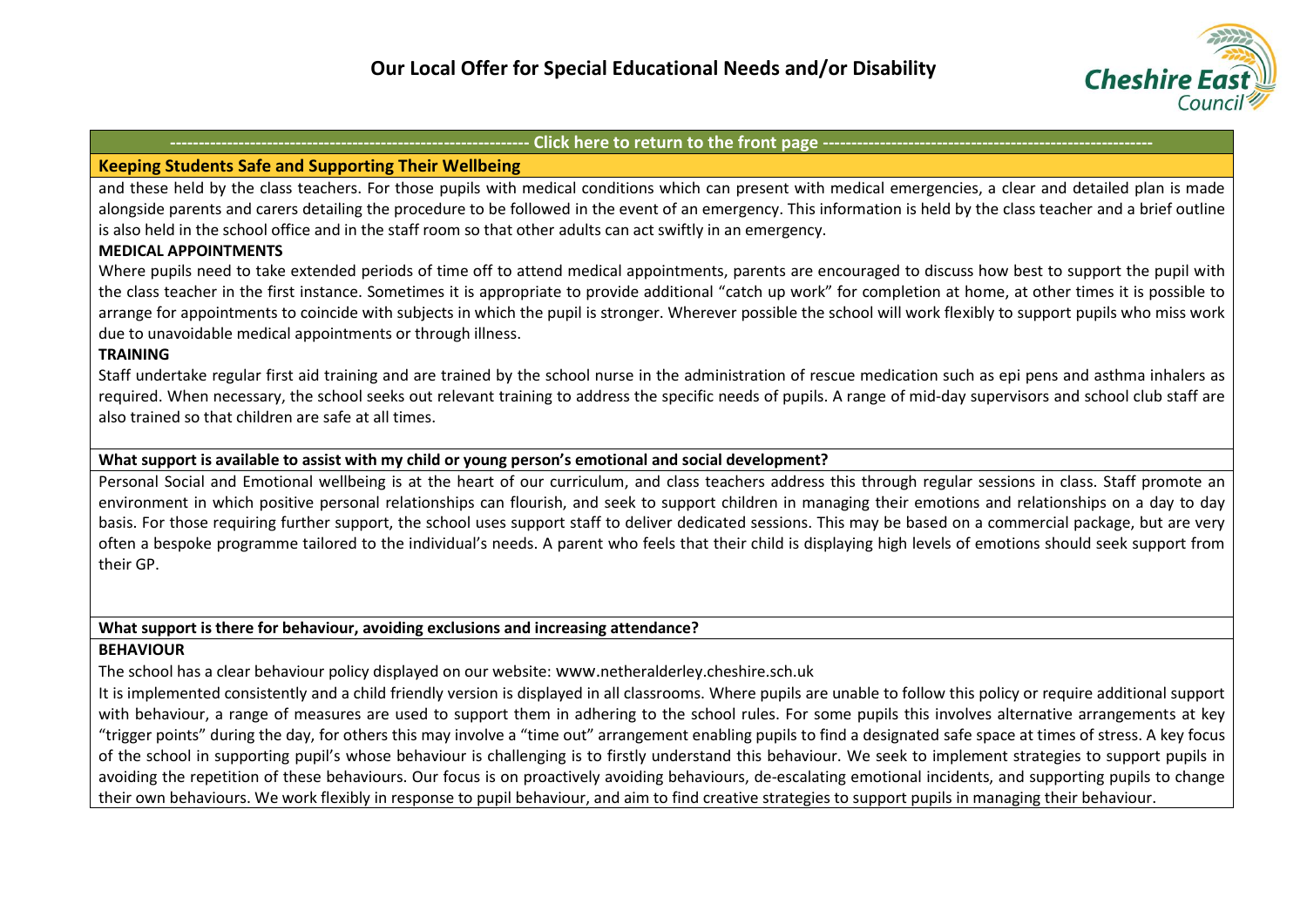# Our Local Offer for Special Educational Needs and/or Disability

---------------------------------------------------------------- Click here to return to the front page ----------------------------------------------------------

## Keeping Students Safe and Supporting Their Wellbeing

and these held by the class teachers. For those pupils with medical conditions which can present with medical emergencies, a clear and detailed plan is made alongside parents and carers detailing the procedure to be followed in the event of an emergency. This information is held by the class teacher and a brief outline is also held in the school office and in the staff room so that other adults can act swiftly in an emergency.

**MEDICAL APPOINTMENTS**

Where pupils need to take extended periods of time off to attend medical appointments, parents are encouraged to discuss how best to support the pupil with the class teacher in the first instance. Sometimes it is appropriate to provide additional "catch up work" for completion at home, at other times it is possible to arrange for appointments to coincide with subjects in which the pupil is stronger. Wherever possible the school will work flexibly to support pupils who miss work due to unavoidable medical appointments or through illness.

**TRAINING**

Staff undertake regular first aid training and are trained by the school nurse in the administration of rescue medication such as epi pens and asthma inhalers as required. When necessary, the school seeks out relevant training to address the specific needs of pupils. A range of mid-day supervisors and school club staff are also trained so that children are safe at all times.

### What support is available to assist with my child or young person's emotional and social development?

Personal Social and Emotional wellbeing is at the heart of our curriculum, and class teachers address this through regular sessions in class. Staff promote an environment in which positive personal relationships can flourish, and seek to support children in managing their emotions and relationships on a day to day basis. For those requiring further support, the school uses support staff to deliver dedicated sessions. This may be based on a commercial package, but are very often a bespoke programme tailored to the individual's needs. A parent who feels that their child is displaying high levels of emotions should seek support from their GP.

### What support is there for behaviour, avoiding exclusions and increasing attendance?

**BEHAVIOUR**

The school has a clear behaviour policy displayed on our website: www.netheralderley.cheshire.sch.uk

It is implemented consistently and a child friendly version is displayed in all classrooms. Where pupils are unable to follow this policy or require additional support with behaviour, a range of measures are used to support them in adhering to the school rules. For some pupils this involves alternative arrangements at key "trigger points" during the day, for others this may involve a "time out" arrangement enabling pupils to find a designated safe space at times of stress. A key focus of the school in supporting pupil's whose behaviour is challenging is to firstly understand this behaviour. We seek to implement strategies to support pupils in avoiding the repetition of these behaviours. Our focus is on proactively avoiding behaviours, de-escalating emotional incidents, and supporting pupils to change their own behaviours. We work flexibly in response to pupil behaviour, and aim to find creative strategies to support pupils in managing their behaviour.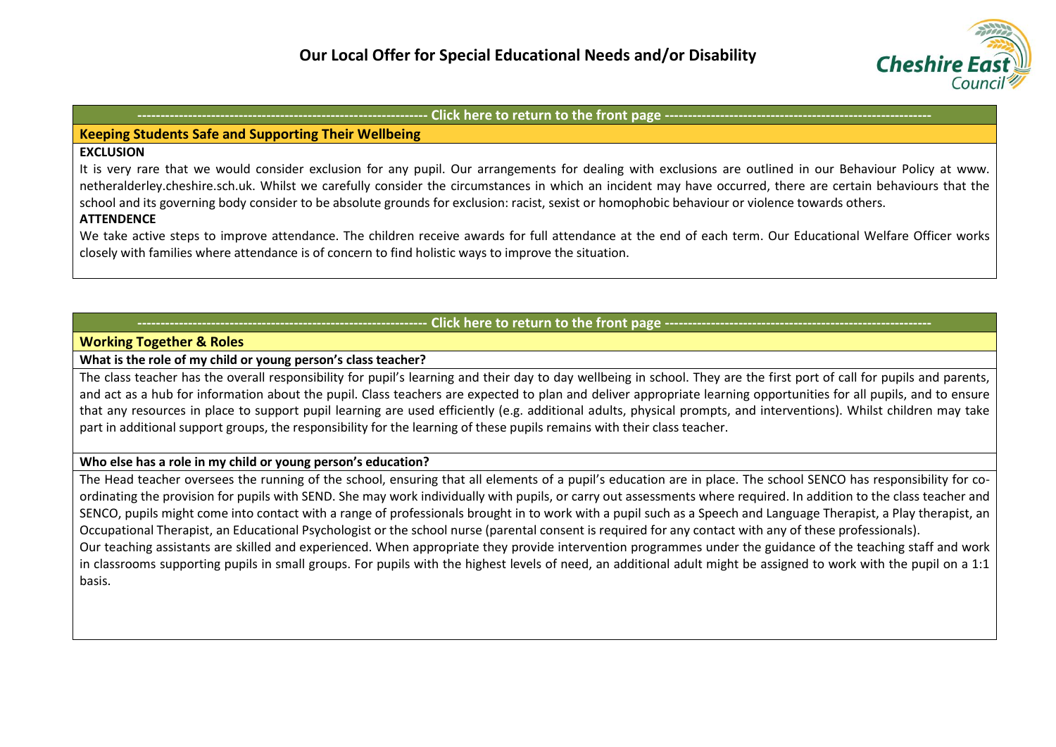# Our Local Offer for Special Educational Needs and/or Disability

---------------------------------------------------------------- Click here to return to the front page ----------------------------------------------------------

## Keeping Students Safe and Supporting Their Wellbeing

**EXCLUSION**

It is very rare that we would consider exclusion for any pupil. Our arrangements for dealing with exclusions are outlined in our Behaviour Policy at www. netheralderley.cheshire.sch.uk. Whilst we carefully consider the circumstances in which an incident may have occurred, there are certain behaviours that the school and its governing body consider to be absolute grounds for exclusion: racist, sexist or homophobic behaviour or violence towards others.

**ATTENDENCE**

We take active steps to improve attendance. The children receive awards for full attendance at the end of each term. Our Educational Welfare Officer works closely with families where attendance is of concern to find holistic ways to improve the situation.

---------------------------------------------------------------- Click here to return to the front page ----------------------------------------------------------

## Working Together & Roles

**What is the role of my child or young person's class teacher?**

The class teacher has the overall responsibility for pupil's learning and their day to day wellbeing in school. They are the first port of call for pupils and parents, and act as a hub for information about the pupil. Class teachers are expected to plan and deliver appropriate learning opportunities for all pupils, and to ensure that any resources in place to support pupil learning are used efficiently (e.g. additional adults, physical prompts, and interventions). Whilst children may take part in additional support groups, the responsibility for the learning of these pupils remains with their class teacher.

**Who else has a role in my child or young person's education?**

The Head teacher oversees the running of the school, ensuring that all elements of a pupil's education are in place. The school SENCO has responsibility for co-ordinating the provision for pupils with SEND. She may work individually with pupils, or carry out assessments where required. In addition to the class teacher and SENCO, pupils might come into contact with a range of professionals brought in to work with a pupil such as a Speech and Language Therapist, a Play therapist, an Occupational Therapist, an Educational Psychologist or the school nurse (parental consent is required for any contact with any of these professionals).

Our teaching assistants are skilled and experienced. When appropriate they provide intervention programmes under the guidance of the teaching staff and work in classrooms supporting pupils in small groups. For pupils with the highest levels of need, an additional adult might be assigned to work with the pupil on a 1:1 basis.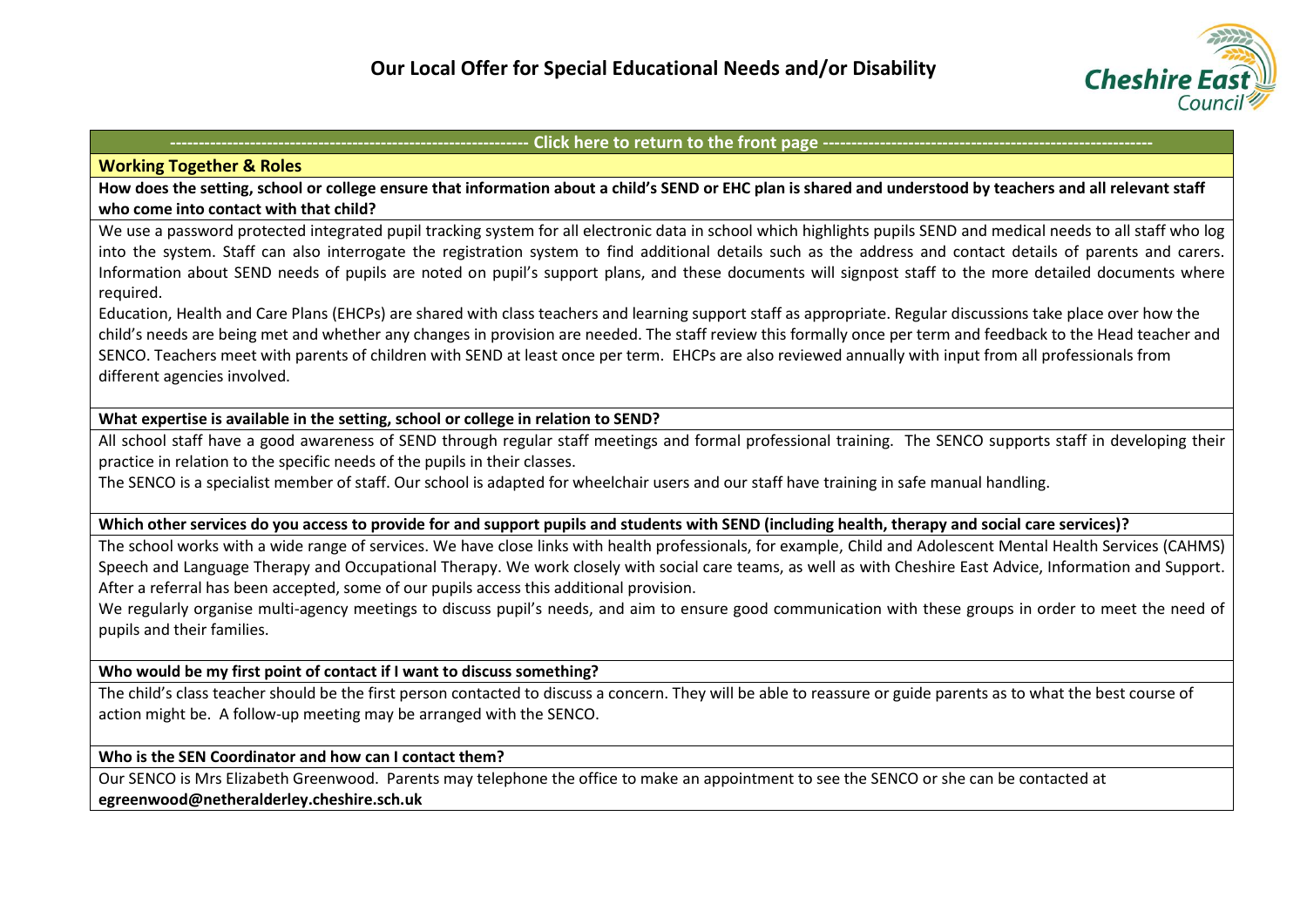# Our Local Offer for Special Educational Needs and/or Disability

---------------------------------------------------------------- Click here to return to the front page ----------------------------------------------------------

## Working Together & Roles

**How does the setting, school or college ensure that information about a child's SEND or EHC plan is shared and understood by teachers and all relevant staff who come into contact with that child?**

We use a password protected integrated pupil tracking system for all electronic data in school which highlights pupils SEND and medical needs to all staff who log into the system. Staff can also interrogate the registration system to find additional details such as the address and contact details of parents and carers. Information about SEND needs of pupils are noted on pupil's support plans, and these documents will signpost staff to the more detailed documents where required.

Education, Health and Care Plans (EHCPs) are shared with class teachers and learning support staff as appropriate. Regular discussions take place over how the child's needs are being met and whether any changes in provision are needed. The staff review this formally once per term and feedback to the Head teacher and SENCO. Teachers meet with parents of children with SEND at least once per term. EHCPs are also reviewed annually with input from all professionals from different agencies involved.

**What expertise is available in the setting, school or college in relation to SEND?**

All school staff have a good awareness of SEND through regular staff meetings and formal professional training. The SENCO supports staff in developing their practice in relation to the specific needs of the pupils in their classes.

The SENCO is a specialist member of staff. Our school is adapted for wheelchair users and our staff have training in safe manual handling.

**Which other services do you access to provide for and support pupils and students with SEND (including health, therapy and social care services)?**

The school works with a wide range of services. We have close links with health professionals, for example, Child and Adolescent Mental Health Services (CAHMS) Speech and Language Therapy and Occupational Therapy. We work closely with social care teams, as well as with Cheshire East Advice, Information and Support. After a referral has been accepted, some of our pupils access this additional provision.

We regularly organise multi-agency meetings to discuss pupil's needs, and aim to ensure good communication with these groups in order to meet the need of pupils and their families.

**Who would be my first point of contact if I want to discuss something?**

The child's class teacher should be the first person contacted to discuss a concern. They will be able to reassure or guide parents as to what the best course of action might be. A follow-up meeting may be arranged with the SENCO.

**Who is the SEN Coordinator and how can I contact them?**

Our SENCO is Mrs Elizabeth Greenwood. Parents may telephone the office to make an appointment to see the SENCO or she can be contacted at **egreenwood@netheralderley.cheshire.sch.uk**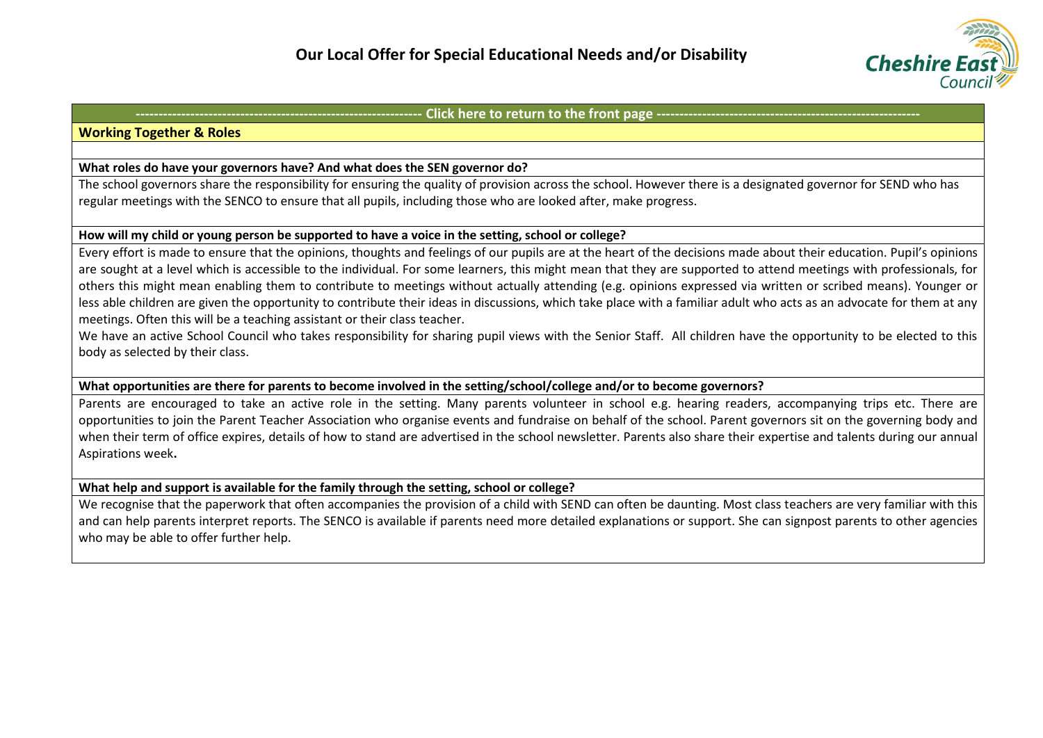# Our Local Offer for Special Educational Needs and/or Disability

---------------------------------------------------------------- Click here to return to the front page ----------------------------------------------------------

## Working Together & Roles

**What roles do have your governors have? And what does the SEN governor do?**

The school governors share the responsibility for ensuring the quality of provision across the school. However there is a designated governor for SEND who has regular meetings with the SENCO to ensure that all pupils, including those who are looked after, make progress.

**How will my child or young person be supported to have a voice in the setting, school or college?**

Every effort is made to ensure that the opinions, thoughts and feelings of our pupils are at the heart of the decisions made about their education. Pupil's opinions are sought at a level which is accessible to the individual. For some learners, this might mean that they are supported to attend meetings with professionals, for others this might mean enabling them to contribute to meetings without actually attending (e.g. opinions expressed via written or scribed means). Younger or less able children are given the opportunity to contribute their ideas in discussions, which take place with a familiar adult who acts as an advocate for them at any meetings. Often this will be a teaching assistant or their class teacher.

We have an active School Council who takes responsibility for sharing pupil views with the Senior Staff. All children have the opportunity to be elected to this body as selected by their class.

**What opportunities are there for parents to become involved in the setting/school/college and/or to become governors?**

Parents are encouraged to take an active role in the setting. Many parents volunteer in school e.g. hearing readers, accompanying trips etc. There are opportunities to join the Parent Teacher Association who organise events and fundraise on behalf of the school. Parent governors sit on the governing body and when their term of office expires, details of how to stand are advertised in the school newsletter. Parents also share their expertise and talents during our annual Aspirations week**.**

**What help and support is available for the family through the setting, school or college?**

We recognise that the paperwork that often accompanies the provision of a child with SEND can often be daunting. Most class teachers are very familiar with this and can help parents interpret reports. The SENCO is available if parents need more detailed explanations or support. She can signpost parents to other agencies who may be able to offer further help.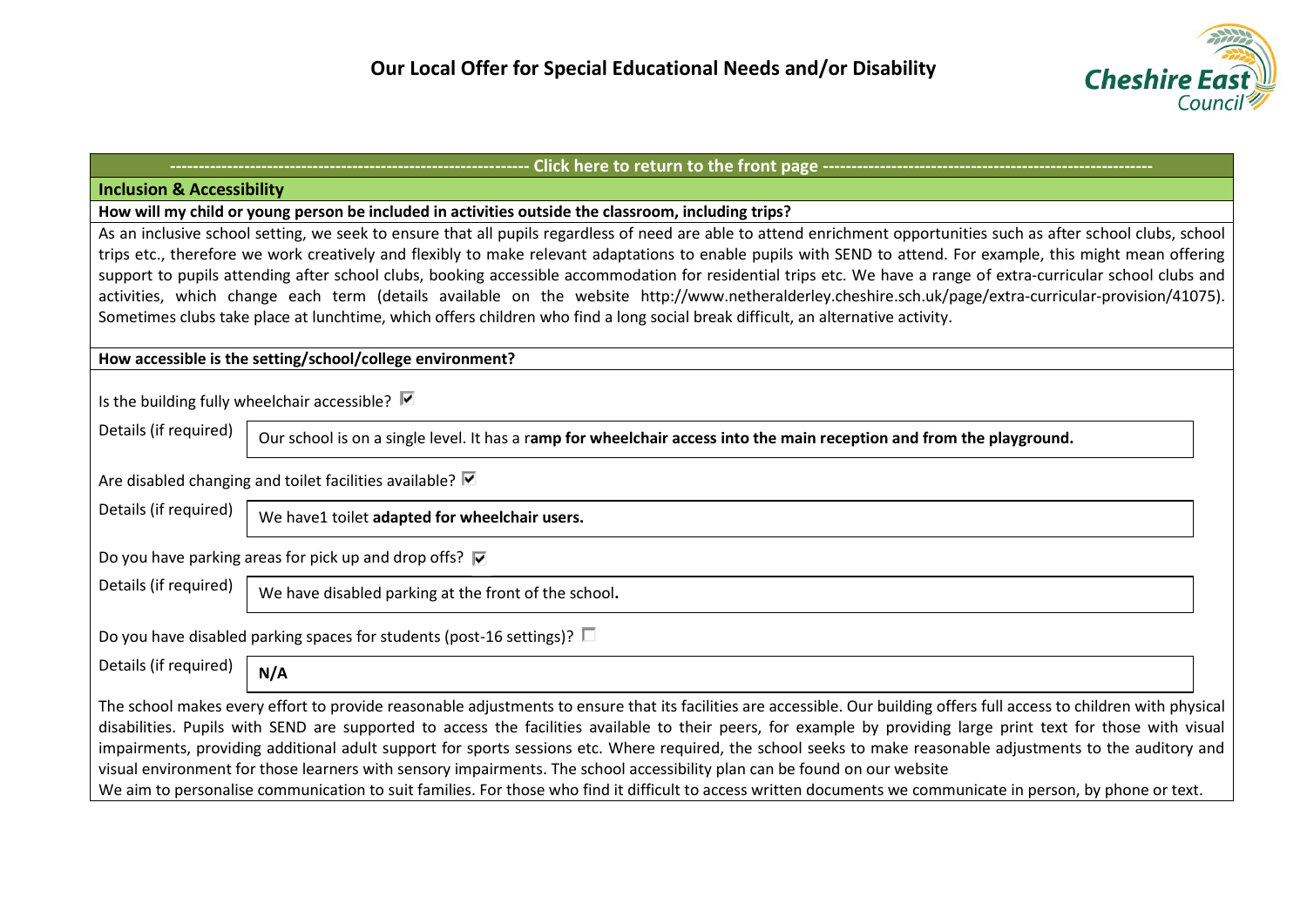# Our Local Offer for Special Educational Needs and/or Disability

---------------------------------------------------------------- Click here to return to the front page ----------------------------------------------------------

## Inclusion & Accessibility

**How will my child or young person be included in activities outside the classroom, including trips?**

As an inclusive school setting, we seek to ensure that all pupils regardless of need are able to attend enrichment opportunities such as after school clubs, school trips etc., therefore we work creatively and flexibly to make relevant adaptations to enable pupils with SEND to attend. For example, this might mean offering support to pupils attending after school clubs, booking accessible accommodation for residential trips etc. We have a range of extra-curricular school clubs and activities, which change each term (details available on the website http://www.netheralderley.cheshire.sch.uk/page/extra-curricular-provision/41075). Sometimes clubs take place at lunchtime, which offers children who find a long social break difficult, an alternative activity.

**How accessible is the setting/school/college environment?**

Is the building fully wheelchair accessible? ☑

Details (if required): Our school is on a single level. It has a r**amp for wheelchair access into the main reception and from the playground.**

Are disabled changing and toilet facilities available? ☑

Details (if required): We have1 toilet **adapted for wheelchair users.**

Do you have parking areas for pick up and drop offs? ☑

Details (if required): We have disabled parking at the front of the school**.**

Do you have disabled parking spaces for students (post-16 settings)? ☐

Details (if required): **N/A**

The school makes every effort to provide reasonable adjustments to ensure that its facilities are accessible. Our building offers full access to children with physical disabilities. Pupils with SEND are supported to access the facilities available to their peers, for example by providing large print text for those with visual impairments, providing additional adult support for sports sessions etc. Where required, the school seeks to make reasonable adjustments to the auditory and visual environment for those learners with sensory impairments. The school accessibility plan can be found on our website

We aim to personalise communication to suit families. For those who find it difficult to access written documents we communicate in person, by phone or text.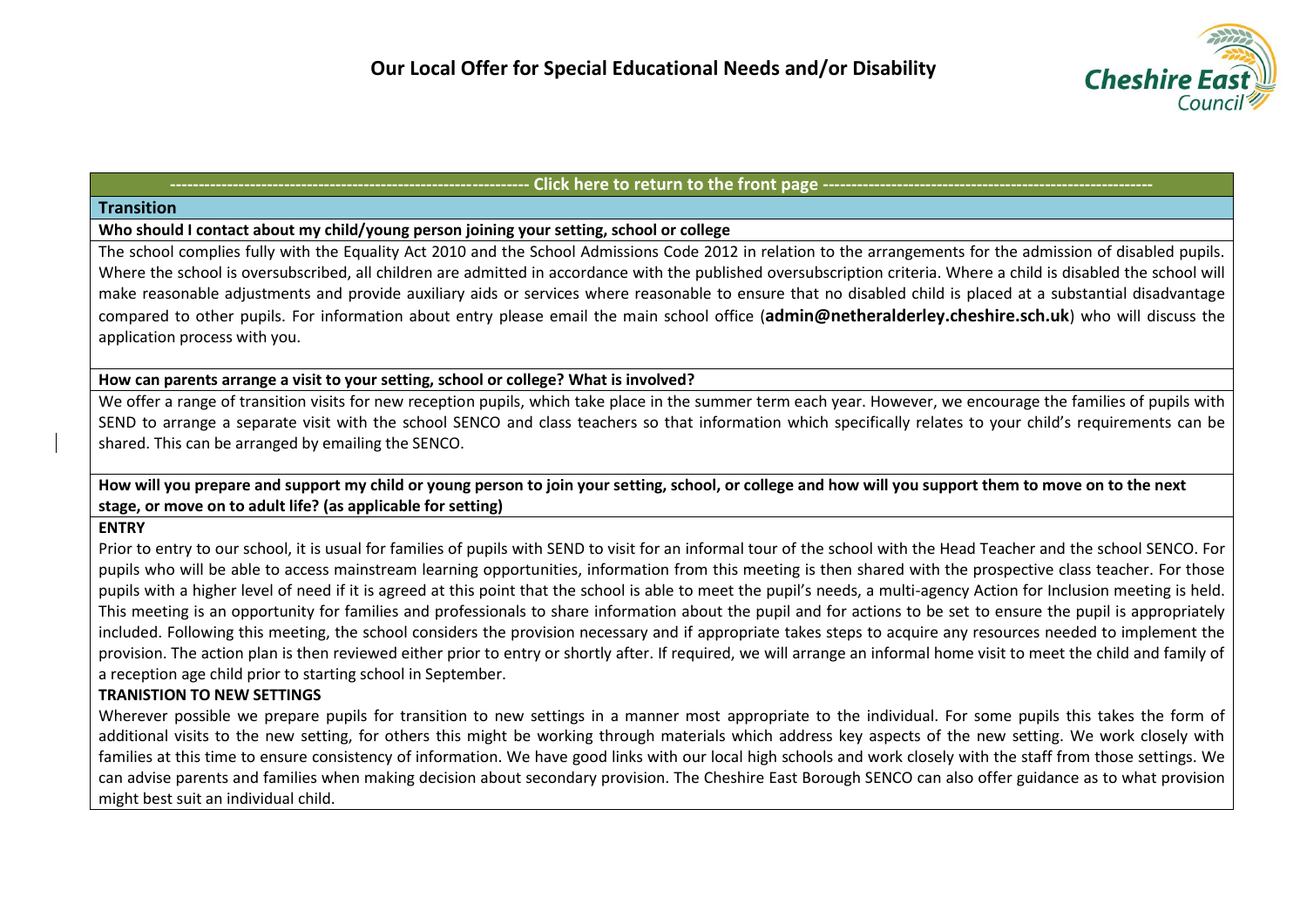# Our Local Offer for Special Educational Needs and/or Disability

--------------------------------------------------------------- Click here to return to the front page ---------------------------------------------------------

## Transition

**Who should I contact about my child/young person joining your setting, school or college**

The school complies fully with the Equality Act 2010 and the School Admissions Code 2012 in relation to the arrangements for the admission of disabled pupils. Where the school is oversubscribed, all children are admitted in accordance with the published oversubscription criteria. Where a child is disabled the school will make reasonable adjustments and provide auxiliary aids or services where reasonable to ensure that no disabled child is placed at a substantial disadvantage compared to other pupils. For information about entry please email the main school office (**admin@netheralderley.cheshire.sch.uk**) who will discuss the application process with you.

**How can parents arrange a visit to your setting, school or college? What is involved?**

We offer a range of transition visits for new reception pupils, which take place in the summer term each year. However, we encourage the families of pupils with SEND to arrange a separate visit with the school SENCO and class teachers so that information which specifically relates to your child's requirements can be shared. This can be arranged by emailing the SENCO.

**How will you prepare and support my child or young person to join your setting, school, or college and how will you support them to move on to the next stage, or move on to adult life? (as applicable for setting)**

**ENTRY**

Prior to entry to our school, it is usual for families of pupils with SEND to visit for an informal tour of the school with the Head Teacher and the school SENCO. For pupils who will be able to access mainstream learning opportunities, information from this meeting is then shared with the prospective class teacher. For those pupils with a higher level of need if it is agreed at this point that the school is able to meet the pupil's needs, a multi-agency Action for Inclusion meeting is held. This meeting is an opportunity for families and professionals to share information about the pupil and for actions to be set to ensure the pupil is appropriately included. Following this meeting, the school considers the provision necessary and if appropriate takes steps to acquire any resources needed to implement the provision. The action plan is then reviewed either prior to entry or shortly after. If required, we will arrange an informal home visit to meet the child and family of a reception age child prior to starting school in September.

**TRANISTION TO NEW SETTINGS**

Wherever possible we prepare pupils for transition to new settings in a manner most appropriate to the individual. For some pupils this takes the form of additional visits to the new setting, for others this might be working through materials which address key aspects of the new setting. We work closely with families at this time to ensure consistency of information. We have good links with our local high schools and work closely with the staff from those settings. We can advise parents and families when making decision about secondary provision. The Cheshire East Borough SENCO can also offer guidance as to what provision might best suit an individual child.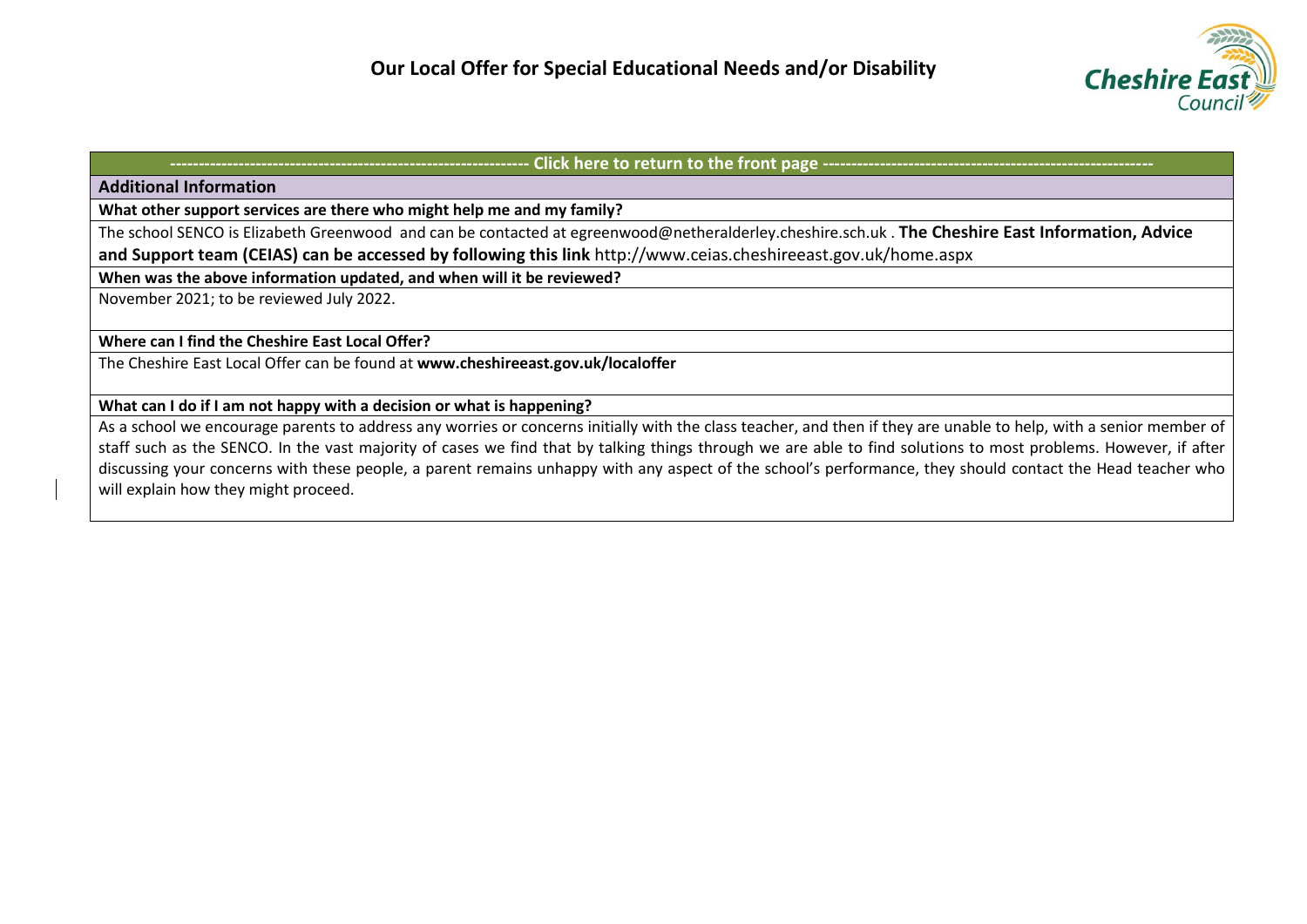# Our Local Offer for Special Educational Needs and/or Disability

Cheshire East Council

---------------------------------------------------------------- Click here to return to the front page ----------------------------------------------------------

## Additional Information

**What other support services are there who might help me and my family?**

The school SENCO is Elizabeth Greenwood and can be contacted at egreenwood@netheralderley.cheshire.sch.uk . **The Cheshire East Information, Advice and Support team (CEIAS) can be accessed by following this link** http://www.ceias.cheshireeast.gov.uk/home.aspx

**When was the above information updated, and when will it be reviewed?**

November 2021; to be reviewed July 2022.

**Where can I find the Cheshire East Local Offer?**

The Cheshire East Local Offer can be found at **www.cheshireeast.gov.uk/localoffer**

**What can I do if I am not happy with a decision or what is happening?**

As a school we encourage parents to address any worries or concerns initially with the class teacher, and then if they are unable to help, with a senior member of staff such as the SENCO. In the vast majority of cases we find that by talking things through we are able to find solutions to most problems. However, if after discussing your concerns with these people, a parent remains unhappy with any aspect of the school's performance, they should contact the Head teacher who will explain how they might proceed.